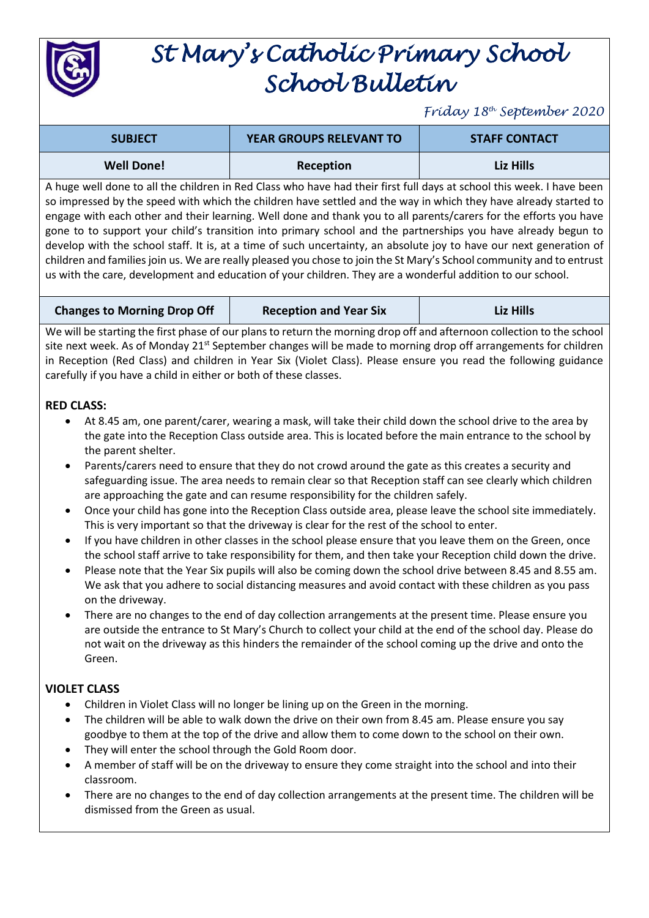# St Mary's Catholic Primary School
# School Bulletin

*Friday 18th September 2020*

| SUBJECT | YEAR GROUPS RELEVANT TO | STAFF CONTACT |
|---|---|---|
| **Well Done!** | **Reception** | **Liz Hills** |

A huge well done to all the children in Red Class who have had their first full days at school this week. I have been so impressed by the speed with which the children have settled and the way in which they have already started to engage with each other and their learning. Well done and thank you to all parents/carers for the efforts you have gone to to support your child's transition into primary school and the partnerships you have already begun to develop with the school staff. It is, at a time of such uncertainty, an absolute joy to have our next generation of children and families join us. We are really pleased you chose to join the St Mary's School community and to entrust us with the care, development and education of your children. They are a wonderful addition to our school.

| SUBJECT | YEAR GROUPS RELEVANT TO | STAFF CONTACT |
|---|---|---|
| **Changes to Morning Drop Off** | **Reception and Year Six** | **Liz Hills** |

We will be starting the first phase of our plans to return the morning drop off and afternoon collection to the school site next week. As of Monday 21st September changes will be made to morning drop off arrangements for children in Reception (Red Class) and children in Year Six (Violet Class). Please ensure you read the following guidance carefully if you have a child in either or both of these classes.

**RED CLASS:**

- At 8.45 am, one parent/carer, wearing a mask, will take their child down the school drive to the area by the gate into the Reception Class outside area. This is located before the main entrance to the school by the parent shelter.
- Parents/carers need to ensure that they do not crowd around the gate as this creates a security and safeguarding issue. The area needs to remain clear so that Reception staff can see clearly which children are approaching the gate and can resume responsibility for the children safely.
- Once your child has gone into the Reception Class outside area, please leave the school site immediately. This is very important so that the driveway is clear for the rest of the school to enter.
- If you have children in other classes in the school please ensure that you leave them on the Green, once the school staff arrive to take responsibility for them, and then take your Reception child down the drive.
- Please note that the Year Six pupils will also be coming down the school drive between 8.45 and 8.55 am. We ask that you adhere to social distancing measures and avoid contact with these children as you pass on the driveway.
- There are no changes to the end of day collection arrangements at the present time. Please ensure you are outside the entrance to St Mary's Church to collect your child at the end of the school day. Please do not wait on the driveway as this hinders the remainder of the school coming up the drive and onto the Green.

**VIOLET CLASS**

- Children in Violet Class will no longer be lining up on the Green in the morning.
- The children will be able to walk down the drive on their own from 8.45 am. Please ensure you say goodbye to them at the top of the drive and allow them to come down to the school on their own.
- They will enter the school through the Gold Room door.
- A member of staff will be on the driveway to ensure they come straight into the school and into their classroom.
- There are no changes to the end of day collection arrangements at the present time. The children will be dismissed from the Green as usual.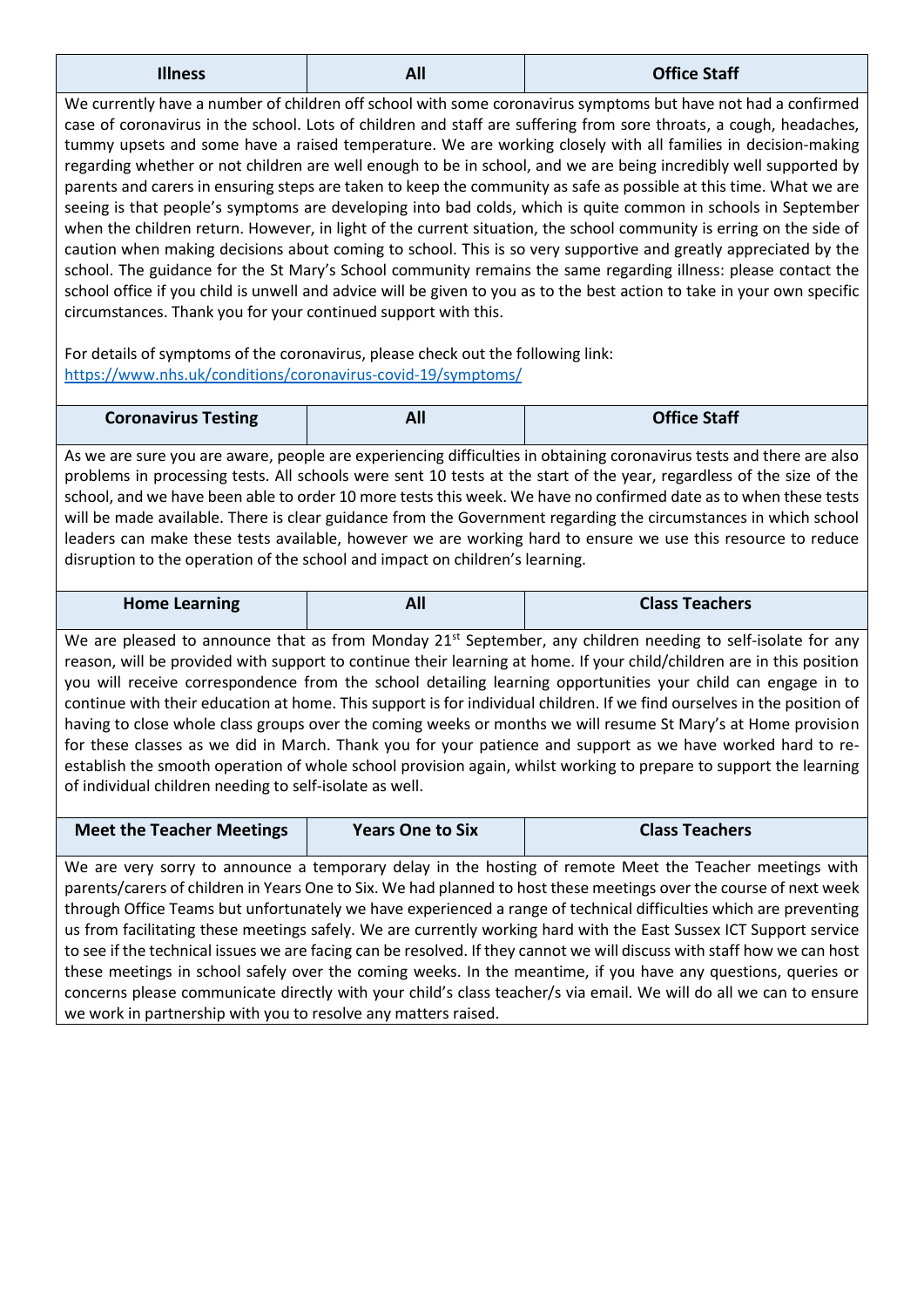| Illness | All | Office Staff |
|---|---|---|

We currently have a number of children off school with some coronavirus symptoms but have not had a confirmed case of coronavirus in the school. Lots of children and staff are suffering from sore throats, a cough, headaches, tummy upsets and some have a raised temperature. We are working closely with all families in decision-making regarding whether or not children are well enough to be in school, and we are being incredibly well supported by parents and carers in ensuring steps are taken to keep the community as safe as possible at this time. What we are seeing is that people's symptoms are developing into bad colds, which is quite common in schools in September when the children return. However, in light of the current situation, the school community is erring on the side of caution when making decisions about coming to school. This is so very supportive and greatly appreciated by the school. The guidance for the St Mary's School community remains the same regarding illness: please contact the school office if you child is unwell and advice will be given to you as to the best action to take in your own specific circumstances. Thank you for your continued support with this.

For details of symptoms of the coronavirus, please check out the following link:
https://www.nhs.uk/conditions/coronavirus-covid-19/symptoms/

| Coronavirus Testing | All | Office Staff |
|---|---|---|

As we are sure you are aware, people are experiencing difficulties in obtaining coronavirus tests and there are also problems in processing tests. All schools were sent 10 tests at the start of the year, regardless of the size of the school, and we have been able to order 10 more tests this week. We have no confirmed date as to when these tests will be made available. There is clear guidance from the Government regarding the circumstances in which school leaders can make these tests available, however we are working hard to ensure we use this resource to reduce disruption to the operation of the school and impact on children's learning.

| Home Learning | All | Class Teachers |
|---|---|---|

We are pleased to announce that as from Monday 21st September, any children needing to self-isolate for any reason, will be provided with support to continue their learning at home. If your child/children are in this position you will receive correspondence from the school detailing learning opportunities your child can engage in to continue with their education at home. This support is for individual children. If we find ourselves in the position of having to close whole class groups over the coming weeks or months we will resume St Mary's at Home provision for these classes as we did in March. Thank you for your patience and support as we have worked hard to re-establish the smooth operation of whole school provision again, whilst working to prepare to support the learning of individual children needing to self-isolate as well.

| Meet the Teacher Meetings | Years One to Six | Class Teachers |
|---|---|---|

We are very sorry to announce a temporary delay in the hosting of remote Meet the Teacher meetings with parents/carers of children in Years One to Six. We had planned to host these meetings over the course of next week through Office Teams but unfortunately we have experienced a range of technical difficulties which are preventing us from facilitating these meetings safely. We are currently working hard with the East Sussex ICT Support service to see if the technical issues we are facing can be resolved. If they cannot we will discuss with staff how we can host these meetings in school safely over the coming weeks. In the meantime, if you have any questions, queries or concerns please communicate directly with your child's class teacher/s via email. We will do all we can to ensure we work in partnership with you to resolve any matters raised.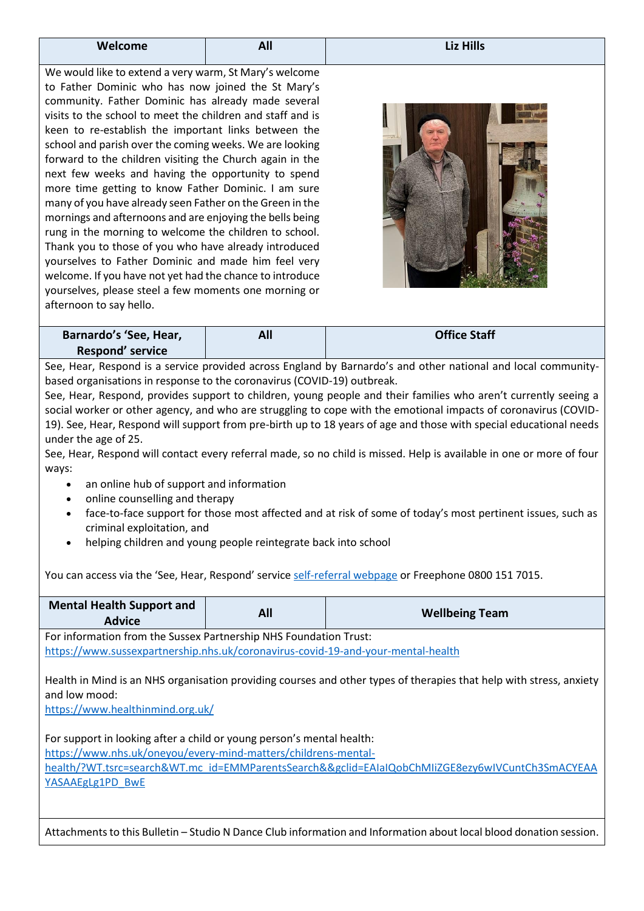| Welcome | All | Liz Hills |
|---|---|---|

We would like to extend a very warm, St Mary's welcome to Father Dominic who has now joined the St Mary's community. Father Dominic has already made several visits to the school to meet the children and staff and is keen to re-establish the important links between the school and parish over the coming weeks. We are looking forward to the children visiting the Church again in the next few weeks and having the opportunity to spend more time getting to know Father Dominic. I am sure many of you have already seen Father on the Green in the mornings and afternoons and are enjoying the bells being rung in the morning to welcome the children to school. Thank you to those of you who have already introduced yourselves to Father Dominic and made him feel very welcome. If you have not yet had the chance to introduce yourselves, please steel a few moments one morning or afternoon to say hello.

| Barnardo's 'See, Hear, Respond' service | All | Office Staff |
|---|---|---|

See, Hear, Respond is a service provided across England by Barnardo's and other national and local community-based organisations in response to the coronavirus (COVID-19) outbreak.

See, Hear, Respond, provides support to children, young people and their families who aren't currently seeing a social worker or other agency, and who are struggling to cope with the emotional impacts of coronavirus (COVID-19). See, Hear, Respond will support from pre-birth up to 18 years of age and those with special educational needs under the age of 25.

See, Hear, Respond will contact every referral made, so no child is missed. Help is available in one or more of four ways:

- an online hub of support and information
- online counselling and therapy
- face-to-face support for those most affected and at risk of some of today's most pertinent issues, such as criminal exploitation, and
- helping children and young people reintegrate back into school

You can access via the 'See, Hear, Respond' service self-referral webpage or Freephone 0800 151 7015.

| Mental Health Support and Advice | All | Wellbeing Team |
|---|---|---|

For information from the Sussex Partnership NHS Foundation Trust:
https://www.sussexpartnership.nhs.uk/coronavirus-covid-19-and-your-mental-health

Health in Mind is an NHS organisation providing courses and other types of therapies that help with stress, anxiety and low mood:
https://www.healthinmind.org.uk/

For support in looking after a child or young person's mental health:
https://www.nhs.uk/oneyou/every-mind-matters/childrens-mental-health/?WT.tsrc=search&WT.mc_id=EMMParentsSearch&&gclid=EAIaIQobChMIiZGE8ezy6wIVCuntCh3SmACYEAAYASAAEgLg1PD_BwE

Attachments to this Bulletin – Studio N Dance Club information and Information about local blood donation session.